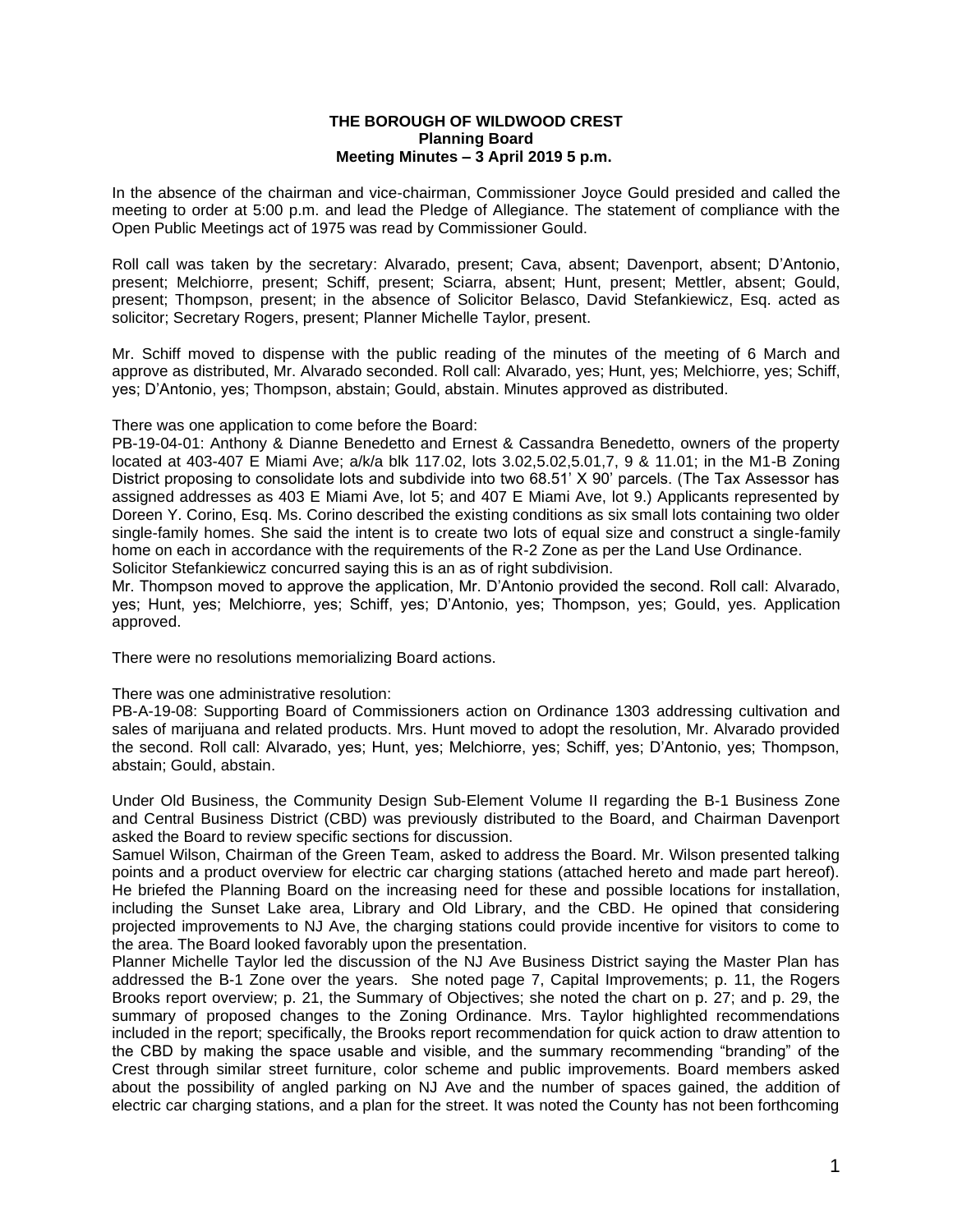**THE BOROUGH OF WILDWOOD CREST**
**Planning Board**
**Meeting Minutes – 3 April 2019 5 p.m.**

In the absence of the chairman and vice-chairman, Commissioner Joyce Gould presided and called the meeting to order at 5:00 p.m. and lead the Pledge of Allegiance. The statement of compliance with the Open Public Meetings act of 1975 was read by Commissioner Gould.

Roll call was taken by the secretary: Alvarado, present; Cava, absent; Davenport, absent; D'Antonio, present; Melchiorre, present; Schiff, present; Sciarra, absent; Hunt, present; Mettler, absent; Gould, present; Thompson, present; in the absence of Solicitor Belasco, David Stefankiewicz, Esq. acted as solicitor; Secretary Rogers, present; Planner Michelle Taylor, present.

Mr. Schiff moved to dispense with the public reading of the minutes of the meeting of 6 March and approve as distributed, Mr. Alvarado seconded. Roll call: Alvarado, yes; Hunt, yes; Melchiorre, yes; Schiff, yes; D'Antonio, yes; Thompson, abstain; Gould, abstain. Minutes approved as distributed.

There was one application to come before the Board:
PB-19-04-01: Anthony & Dianne Benedetto and Ernest & Cassandra Benedetto, owners of the property located at 403-407 E Miami Ave; a/k/a blk 117.02, lots 3.02,5.02,5.01,7, 9 & 11.01; in the M1-B Zoning District proposing to consolidate lots and subdivide into two 68.51' X 90' parcels. (The Tax Assessor has assigned addresses as 403 E Miami Ave, lot 5; and 407 E Miami Ave, lot 9.) Applicants represented by Doreen Y. Corino, Esq. Ms. Corino described the existing conditions as six small lots containing two older single-family homes. She said the intent is to create two lots of equal size and construct a single-family home on each in accordance with the requirements of the R-2 Zone as per the Land Use Ordinance. Solicitor Stefankiewicz concurred saying this is an as of right subdivision.
Mr. Thompson moved to approve the application, Mr. D'Antonio provided the second. Roll call: Alvarado, yes; Hunt, yes; Melchiorre, yes; Schiff, yes; D'Antonio, yes; Thompson, yes; Gould, yes. Application approved.

There were no resolutions memorializing Board actions.

There was one administrative resolution:
PB-A-19-08: Supporting Board of Commissioners action on Ordinance 1303 addressing cultivation and sales of marijuana and related products. Mrs. Hunt moved to adopt the resolution, Mr. Alvarado provided the second. Roll call: Alvarado, yes; Hunt, yes; Melchiorre, yes; Schiff, yes; D'Antonio, yes; Thompson, abstain; Gould, abstain.

Under Old Business, the Community Design Sub-Element Volume II regarding the B-1 Business Zone and Central Business District (CBD) was previously distributed to the Board, and Chairman Davenport asked the Board to review specific sections for discussion.
Samuel Wilson, Chairman of the Green Team, asked to address the Board. Mr. Wilson presented talking points and a product overview for electric car charging stations (attached hereto and made part hereof). He briefed the Planning Board on the increasing need for these and possible locations for installation, including the Sunset Lake area, Library and Old Library, and the CBD. He opined that considering projected improvements to NJ Ave, the charging stations could provide incentive for visitors to come to the area. The Board looked favorably upon the presentation.
Planner Michelle Taylor led the discussion of the NJ Ave Business District saying the Master Plan has addressed the B-1 Zone over the years. She noted page 7, Capital Improvements; p. 11, the Rogers Brooks report overview; p. 21, the Summary of Objectives; she noted the chart on p. 27; and p. 29, the summary of proposed changes to the Zoning Ordinance. Mrs. Taylor highlighted recommendations included in the report; specifically, the Brooks report recommendation for quick action to draw attention to the CBD by making the space usable and visible, and the summary recommending "branding" of the Crest through similar street furniture, color scheme and public improvements. Board members asked about the possibility of angled parking on NJ Ave and the number of spaces gained, the addition of electric car charging stations, and a plan for the street. It was noted the County has not been forthcoming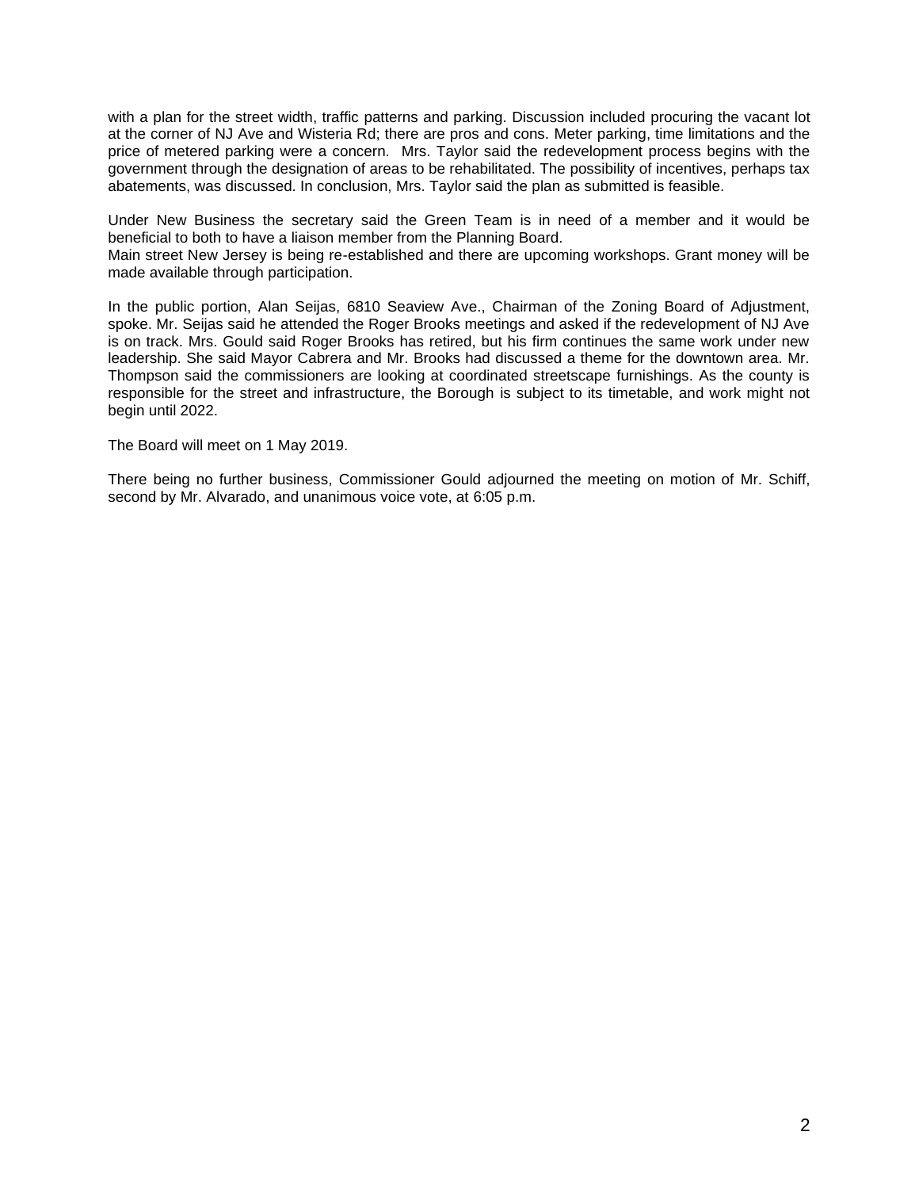with a plan for the street width, traffic patterns and parking. Discussion included procuring the vacant lot at the corner of NJ Ave and Wisteria Rd; there are pros and cons. Meter parking, time limitations and the price of metered parking were a concern. Mrs. Taylor said the redevelopment process begins with the government through the designation of areas to be rehabilitated. The possibility of incentives, perhaps tax abatements, was discussed. In conclusion, Mrs. Taylor said the plan as submitted is feasible.

Under New Business the secretary said the Green Team is in need of a member and it would be beneficial to both to have a liaison member from the Planning Board.
Main street New Jersey is being re-established and there are upcoming workshops. Grant money will be made available through participation.

In the public portion, Alan Seijas, 6810 Seaview Ave., Chairman of the Zoning Board of Adjustment, spoke. Mr. Seijas said he attended the Roger Brooks meetings and asked if the redevelopment of NJ Ave is on track. Mrs. Gould said Roger Brooks has retired, but his firm continues the same work under new leadership. She said Mayor Cabrera and Mr. Brooks had discussed a theme for the downtown area. Mr. Thompson said the commissioners are looking at coordinated streetscape furnishings. As the county is responsible for the street and infrastructure, the Borough is subject to its timetable, and work might not begin until 2022.

The Board will meet on 1 May 2019.

There being no further business, Commissioner Gould adjourned the meeting on motion of Mr. Schiff, second by Mr. Alvarado, and unanimous voice vote, at 6:05 p.m.